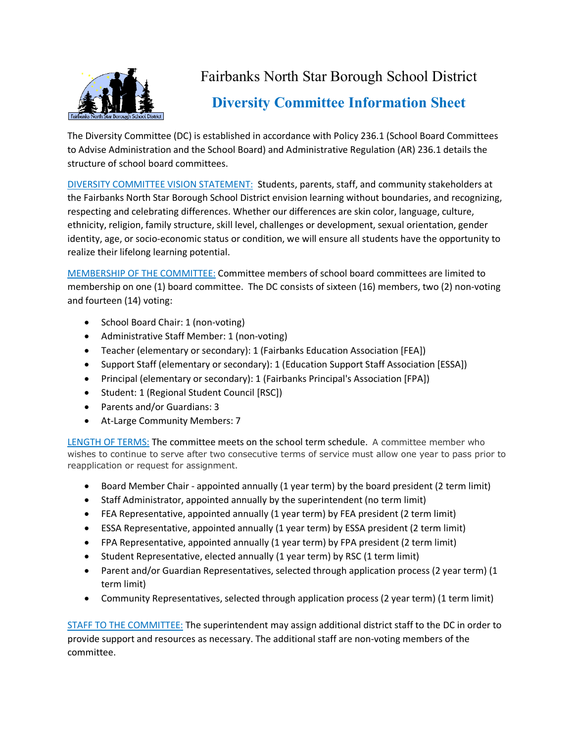# Fairbanks North Star Borough School District

## Diversity Committee Information Sheet

The Diversity Committee (DC) is established in accordance with Policy 236.1 (School Board Committees to Advise Administration and the School Board) and Administrative Regulation (AR) 236.1 details the structure of school board committees.

DIVERSITY COMMITTEE VISION STATEMENT: Students, parents, staff, and community stakeholders at the Fairbanks North Star Borough School District envision learning without boundaries, and recognizing, respecting and celebrating differences. Whether our differences are skin color, language, culture, ethnicity, religion, family structure, skill level, challenges or development, sexual orientation, gender identity, age, or socio-economic status or condition, we will ensure all students have the opportunity to realize their lifelong learning potential.

MEMBERSHIP OF THE COMMITTEE: Committee members of school board committees are limited to membership on one (1) board committee. The DC consists of sixteen (16) members, two (2) non-voting and fourteen (14) voting:

- School Board Chair: 1 (non-voting)
- Administrative Staff Member: 1 (non-voting)
- Teacher (elementary or secondary): 1 (Fairbanks Education Association [FEA])
- Support Staff (elementary or secondary): 1 (Education Support Staff Association [ESSA])
- Principal (elementary or secondary): 1 (Fairbanks Principal's Association [FPA])
- Student: 1 (Regional Student Council [RSC])
- Parents and/or Guardians: 3
- At-Large Community Members: 7

LENGTH OF TERMS: The committee meets on the school term schedule. A committee member who wishes to continue to serve after two consecutive terms of service must allow one year to pass prior to reapplication or request for assignment.

- Board Member Chair - appointed annually (1 year term) by the board president (2 term limit)
- Staff Administrator, appointed annually by the superintendent (no term limit)
- FEA Representative, appointed annually (1 year term) by FEA president (2 term limit)
- ESSA Representative, appointed annually (1 year term) by ESSA president (2 term limit)
- FPA Representative, appointed annually (1 year term) by FPA president (2 term limit)
- Student Representative, elected annually (1 year term) by RSC (1 term limit)
- Parent and/or Guardian Representatives, selected through application process (2 year term) (1 term limit)
- Community Representatives, selected through application process (2 year term) (1 term limit)

STAFF TO THE COMMITTEE: The superintendent may assign additional district staff to the DC in order to provide support and resources as necessary. The additional staff are non-voting members of the committee.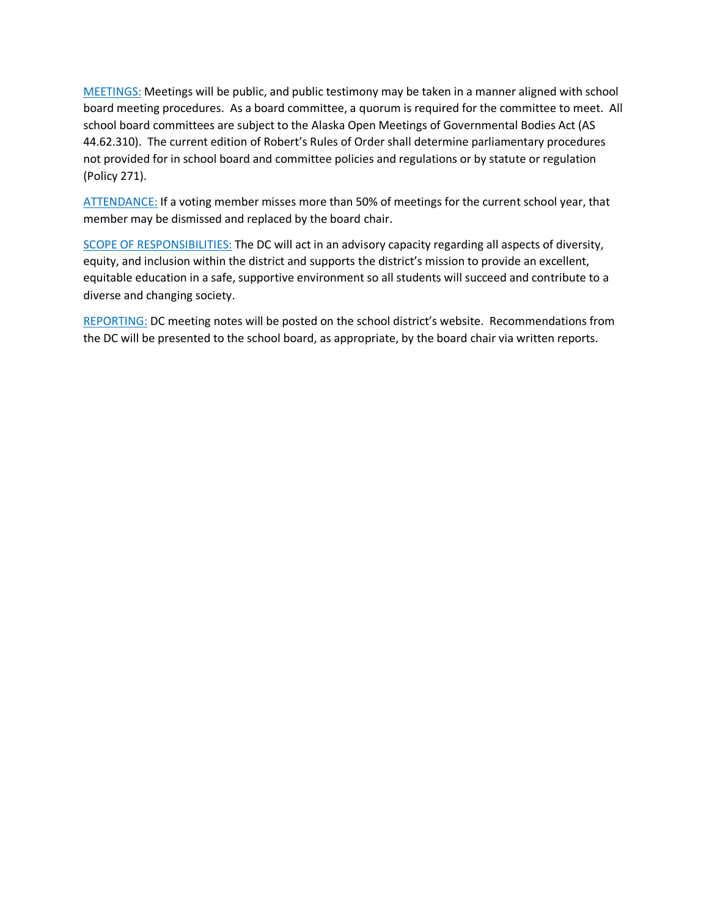MEETINGS: Meetings will be public, and public testimony may be taken in a manner aligned with school board meeting procedures. As a board committee, a quorum is required for the committee to meet. All school board committees are subject to the Alaska Open Meetings of Governmental Bodies Act (AS 44.62.310). The current edition of Robert's Rules of Order shall determine parliamentary procedures not provided for in school board and committee policies and regulations or by statute or regulation (Policy 271).

ATTENDANCE: If a voting member misses more than 50% of meetings for the current school year, that member may be dismissed and replaced by the board chair.

SCOPE OF RESPONSIBILITIES: The DC will act in an advisory capacity regarding all aspects of diversity, equity, and inclusion within the district and supports the district's mission to provide an excellent, equitable education in a safe, supportive environment so all students will succeed and contribute to a diverse and changing society.

REPORTING: DC meeting notes will be posted on the school district's website. Recommendations from the DC will be presented to the school board, as appropriate, by the board chair via written reports.